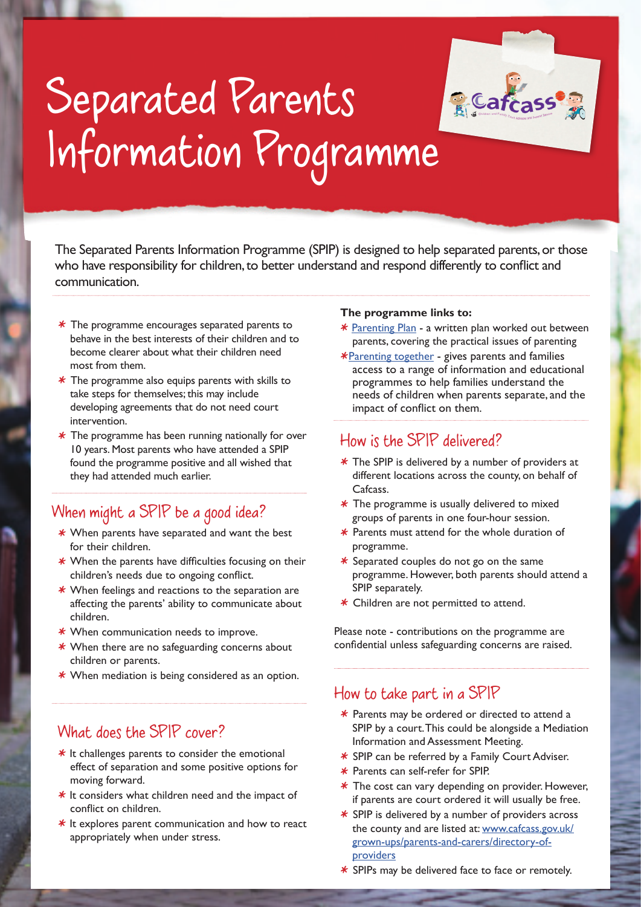# Separated Parents Information Programme

The Separated Parents Information Programme (SPIP) is designed to help separated parents, or those who have responsibility for children, to better understand and respond differently to conflict and communication.

- The programme encourages separated parents to behave in the best interests of their children and to become clearer about what their children need most from them.
- The programme also equips parents with skills to take steps for themselves; this may include developing agreements that do not need court intervention.
- The programme has been running nationally for over 10 years. Most parents who have attended a SPIP found the programme positive and all wished that they had attended much earlier.

## When might a SPIP be a good idea?

- When parents have separated and want the best for their children.
- When the parents have difficulties focusing on their children's needs due to ongoing conflict.
- When feelings and reactions to the separation are affecting the parents' ability to communicate about children.
- When communication needs to improve.
- When there are no safeguarding concerns about children or parents.
- When mediation is being considered as an option.

## What does the SPIP cover?

- It challenges parents to consider the emotional effect of separation and some positive options for moving forward.
- It considers what children need and the impact of conflict on children.
- It explores parent communication and how to react appropriately when under stress.

**The programme links to:**

- Parenting Plan - a written plan worked out between parents, covering the practical issues of parenting
- Parenting together - gives parents and families access to a range of information and educational programmes to help families understand the needs of children when parents separate, and the impact of conflict on them.

## How is the SPIP delivered?

- The SPIP is delivered by a number of providers at different locations across the county, on behalf of Cafcass.
- The programme is usually delivered to mixed groups of parents in one four-hour session.
- Parents must attend for the whole duration of programme.
- Separated couples do not go on the same programme. However, both parents should attend a SPIP separately.
- Children are not permitted to attend.

Please note - contributions on the programme are confidential unless safeguarding concerns are raised.

## How to take part in a SPIP

- Parents may be ordered or directed to attend a SPIP by a court. This could be alongside a Mediation Information and Assessment Meeting.
- SPIP can be referred by a Family Court Adviser.
- Parents can self-refer for SPIP.
- The cost can vary depending on provider. However, if parents are court ordered it will usually be free.
- SPIP is delivered by a number of providers across the county and are listed at: www.cafcass.gov.uk/grown-ups/parents-and-carers/directory-of-providers
- SPIPs may be delivered face to face or remotely.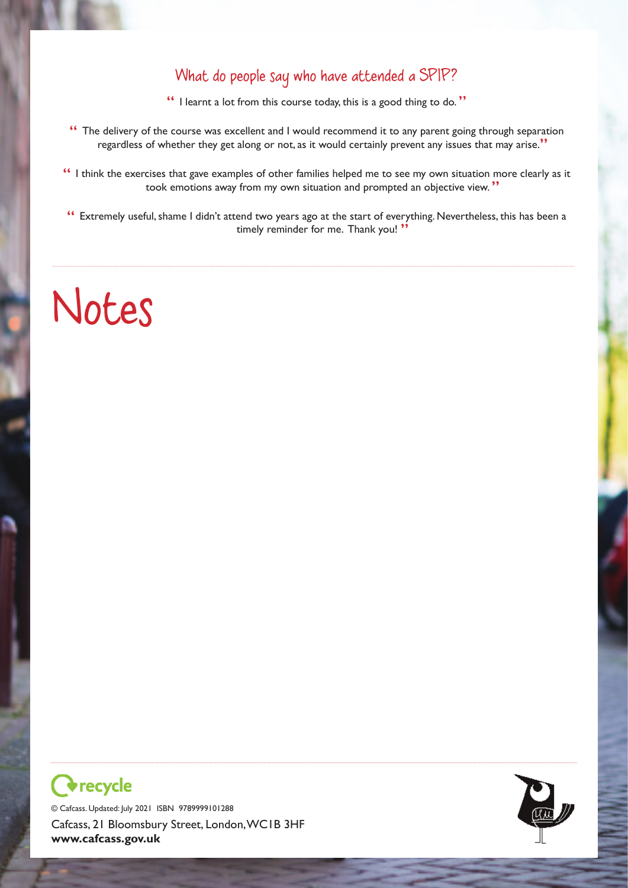## What do people say who have attended a SPIP?

“ I learnt a lot from this course today, this is a good thing to do. ”

“ The delivery of the course was excellent and I would recommend it to any parent going through separation regardless of whether they get along or not, as it would certainly prevent any issues that may arise.”

“ I think the exercises that gave examples of other families helped me to see my own situation more clearly as it took emotions away from my own situation and prompted an objective view. ”

“ Extremely useful, shame I didn't attend two years ago at the start of everything. Nevertheless, this has been a timely reminder for me. Thank you! ”

# Notes

recycle

© Cafcass. Updated: July 2021 ISBN 9789999101288

Cafcass, 21 Bloomsbury Street, London, WC1B 3HF

**www.cafcass.gov.uk**